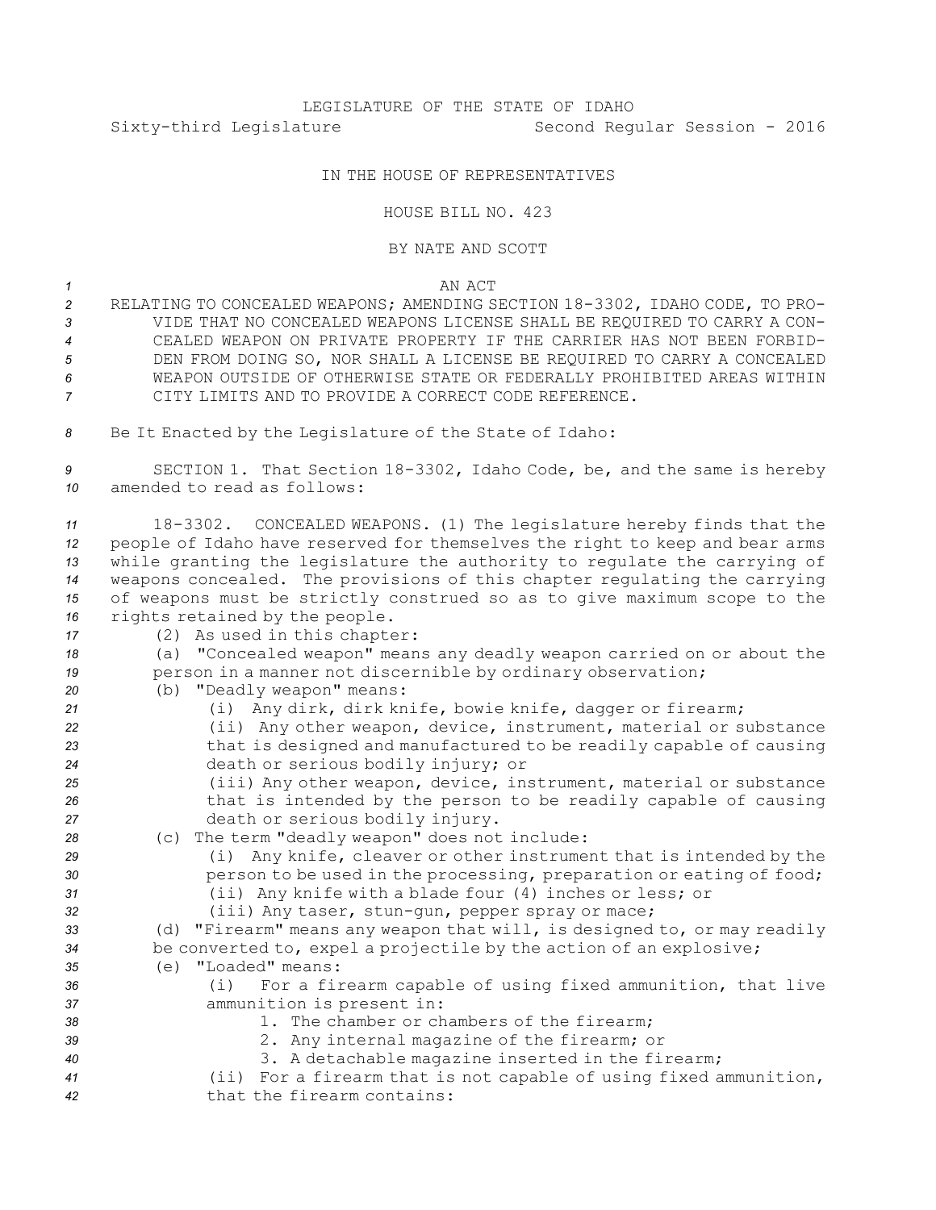LEGISLATURE OF THE STATE OF IDAHO

Sixty-third Legislature Second Regular Session - 2016

IN THE HOUSE OF REPRESENTATIVES

HOUSE BILL NO. 423

BY NATE AND SCOTT

AN ACT

RELATING TO CONCEALED WEAPONS; AMENDING SECTION 18-3302, IDAHO CODE, TO PROVIDE THAT NO CONCEALED WEAPONS LICENSE SHALL BE REQUIRED TO CARRY A CONCEALED WEAPON ON PRIVATE PROPERTY IF THE CARRIER HAS NOT BEEN FORBIDDEN FROM DOING SO, NOR SHALL A LICENSE BE REQUIRED TO CARRY A CONCEALED WEAPON OUTSIDE OF OTHERWISE STATE OR FEDERALLY PROHIBITED AREAS WITHIN CITY LIMITS AND TO PROVIDE A CORRECT CODE REFERENCE.

Be It Enacted by the Legislature of the State of Idaho:

SECTION 1. That Section 18-3302, Idaho Code, be, and the same is hereby amended to read as follows:

18-3302. CONCEALED WEAPONS. (1) The legislature hereby finds that the people of Idaho have reserved for themselves the right to keep and bear arms while granting the legislature the authority to regulate the carrying of weapons concealed. The provisions of this chapter regulating the carrying of weapons must be strictly construed so as to give maximum scope to the rights retained by the people.

(2) As used in this chapter:

(a) "Concealed weapon" means any deadly weapon carried on or about the person in a manner not discernible by ordinary observation;

(b) "Deadly weapon" means:

(i) Any dirk, dirk knife, bowie knife, dagger or firearm;

(ii) Any other weapon, device, instrument, material or substance that is designed and manufactured to be readily capable of causing death or serious bodily injury; or

(iii) Any other weapon, device, instrument, material or substance that is intended by the person to be readily capable of causing death or serious bodily injury.

(c) The term "deadly weapon" does not include:

(i) Any knife, cleaver or other instrument that is intended by the person to be used in the processing, preparation or eating of food;

(ii) Any knife with a blade four (4) inches or less; or

(iii) Any taser, stun-gun, pepper spray or mace;

(d) "Firearm" means any weapon that will, is designed to, or may readily be converted to, expel a projectile by the action of an explosive;

(e) "Loaded" means:

(i) For a firearm capable of using fixed ammunition, that live ammunition is present in:

1. The chamber or chambers of the firearm;

2. Any internal magazine of the firearm; or

3. A detachable magazine inserted in the firearm;

(ii) For a firearm that is not capable of using fixed ammunition, that the firearm contains: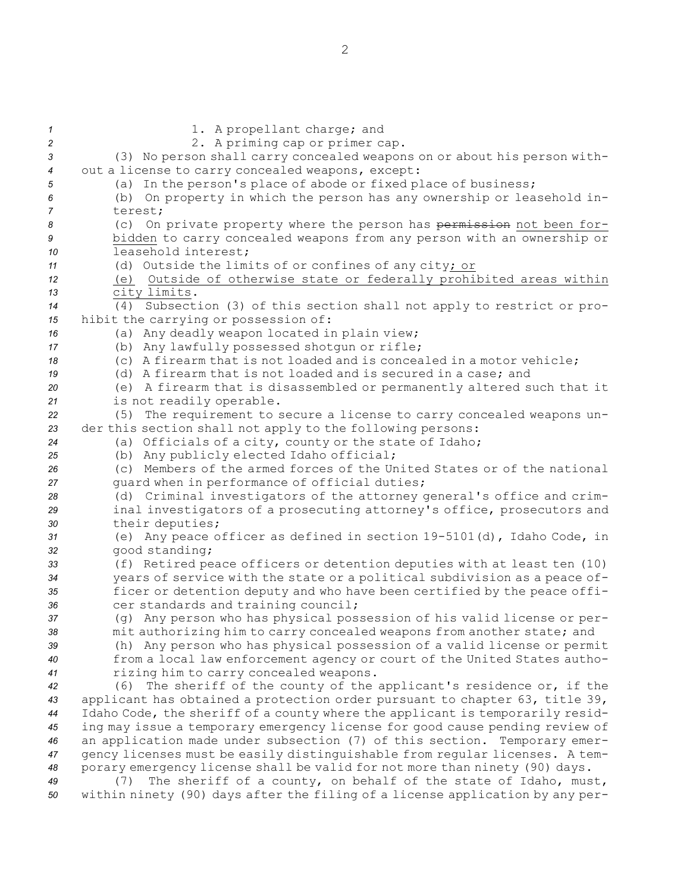1. A propellant charge; and
2. A priming cap or primer cap.

(3) No person shall carry concealed weapons on or about his person without a license to carry concealed weapons, except:

(a) In the person's place of abode or fixed place of business;

(b) On property in which the person has any ownership or leasehold interest;

(c) On private property where the person has ~~permission~~ not been forbidden to carry concealed weapons from any person with an ownership or leasehold interest;

(d) Outside the limits of or confines of any city; or

(e) Outside of otherwise state or federally prohibited areas within city limits.

(4) Subsection (3) of this section shall not apply to restrict or prohibit the carrying or possession of:

(a) Any deadly weapon located in plain view;

(b) Any lawfully possessed shotgun or rifle;

(c) A firearm that is not loaded and is concealed in a motor vehicle;

(d) A firearm that is not loaded and is secured in a case; and

(e) A firearm that is disassembled or permanently altered such that it is not readily operable.

(5) The requirement to secure a license to carry concealed weapons under this section shall not apply to the following persons:

(a) Officials of a city, county or the state of Idaho;

(b) Any publicly elected Idaho official;

(c) Members of the armed forces of the United States or of the national guard when in performance of official duties;

(d) Criminal investigators of the attorney general's office and criminal investigators of a prosecuting attorney's office, prosecutors and their deputies;

(e) Any peace officer as defined in section 19-5101(d), Idaho Code, in good standing;

(f) Retired peace officers or detention deputies with at least ten (10) years of service with the state or a political subdivision as a peace officer or detention deputy and who have been certified by the peace officer standards and training council;

(g) Any person who has physical possession of his valid license or permit authorizing him to carry concealed weapons from another state; and

(h) Any person who has physical possession of a valid license or permit from a local law enforcement agency or court of the United States authorizing him to carry concealed weapons.

(6) The sheriff of the county of the applicant's residence or, if the applicant has obtained a protection order pursuant to chapter 63, title 39, Idaho Code, the sheriff of a county where the applicant is temporarily residing may issue a temporary emergency license for good cause pending review of an application made under subsection (7) of this section. Temporary emergency licenses must be easily distinguishable from regular licenses. A temporary emergency license shall be valid for not more than ninety (90) days.

(7) The sheriff of a county, on behalf of the state of Idaho, must, within ninety (90) days after the filing of a license application by any per-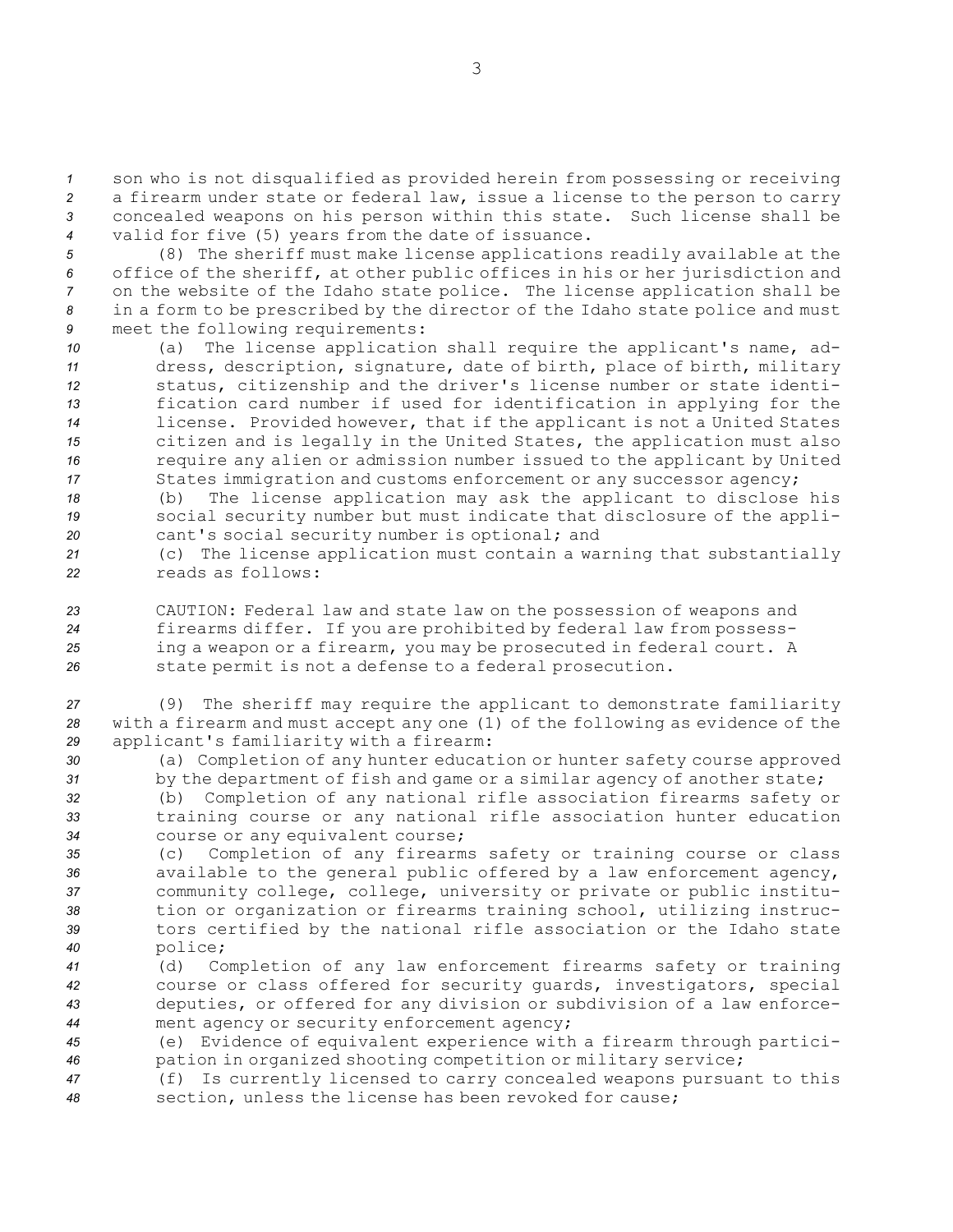son who is not disqualified as provided herein from possessing or receiving a firearm under state or federal law, issue a license to the person to carry concealed weapons on his person within this state. Such license shall be valid for five (5) years from the date of issuance.

(8) The sheriff must make license applications readily available at the office of the sheriff, at other public offices in his or her jurisdiction and on the website of the Idaho state police. The license application shall be in a form to be prescribed by the director of the Idaho state police and must meet the following requirements:

(a) The license application shall require the applicant's name, address, description, signature, date of birth, place of birth, military status, citizenship and the driver's license number or state identification card number if used for identification in applying for the license. Provided however, that if the applicant is not a United States citizen and is legally in the United States, the application must also require any alien or admission number issued to the applicant by United States immigration and customs enforcement or any successor agency;

(b) The license application may ask the applicant to disclose his social security number but must indicate that disclosure of the applicant's social security number is optional; and

(c) The license application must contain a warning that substantially reads as follows:

CAUTION: Federal law and state law on the possession of weapons and firearms differ. If you are prohibited by federal law from possessing a weapon or a firearm, you may be prosecuted in federal court. A state permit is not a defense to a federal prosecution.

(9) The sheriff may require the applicant to demonstrate familiarity with a firearm and must accept any one (1) of the following as evidence of the applicant's familiarity with a firearm:

(a) Completion of any hunter education or hunter safety course approved by the department of fish and game or a similar agency of another state;

(b) Completion of any national rifle association firearms safety or training course or any national rifle association hunter education course or any equivalent course;

(c) Completion of any firearms safety or training course or class available to the general public offered by a law enforcement agency, community college, college, university or private or public institution or organization or firearms training school, utilizing instructors certified by the national rifle association or the Idaho state police;

(d) Completion of any law enforcement firearms safety or training course or class offered for security guards, investigators, special deputies, or offered for any division or subdivision of a law enforcement agency or security enforcement agency;

(e) Evidence of equivalent experience with a firearm through participation in organized shooting competition or military service;

(f) Is currently licensed to carry concealed weapons pursuant to this section, unless the license has been revoked for cause;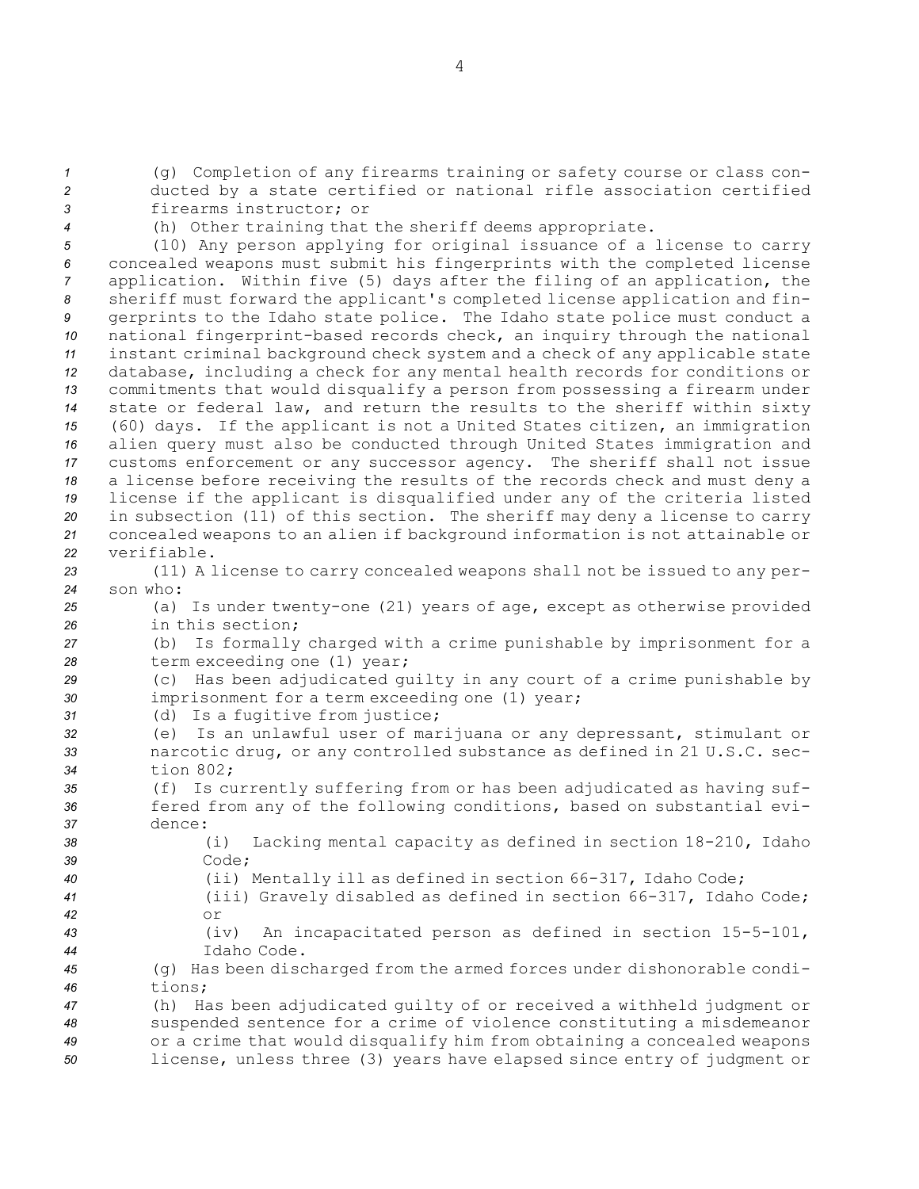(g) Completion of any firearms training or safety course or class conducted by a state certified or national rifle association certified firearms instructor; or

(h) Other training that the sheriff deems appropriate.

(10) Any person applying for original issuance of a license to carry concealed weapons must submit his fingerprints with the completed license application. Within five (5) days after the filing of an application, the sheriff must forward the applicant's completed license application and fingerprints to the Idaho state police. The Idaho state police must conduct a national fingerprint-based records check, an inquiry through the national instant criminal background check system and a check of any applicable state database, including a check for any mental health records for conditions or commitments that would disqualify a person from possessing a firearm under state or federal law, and return the results to the sheriff within sixty (60) days. If the applicant is not a United States citizen, an immigration alien query must also be conducted through United States immigration and customs enforcement or any successor agency. The sheriff shall not issue a license before receiving the results of the records check and must deny a license if the applicant is disqualified under any of the criteria listed in subsection (11) of this section. The sheriff may deny a license to carry concealed weapons to an alien if background information is not attainable or verifiable.

(11) A license to carry concealed weapons shall not be issued to any person who:

(a) Is under twenty-one (21) years of age, except as otherwise provided in this section;

(b) Is formally charged with a crime punishable by imprisonment for a term exceeding one (1) year;

(c) Has been adjudicated guilty in any court of a crime punishable by imprisonment for a term exceeding one (1) year;

(d) Is a fugitive from justice;

(e) Is an unlawful user of marijuana or any depressant, stimulant or narcotic drug, or any controlled substance as defined in 21 U.S.C. section 802;

(f) Is currently suffering from or has been adjudicated as having suffered from any of the following conditions, based on substantial evidence:

(i) Lacking mental capacity as defined in section 18-210, Idaho Code;

(ii) Mentally ill as defined in section 66-317, Idaho Code;

(iii) Gravely disabled as defined in section 66-317, Idaho Code; or

(iv) An incapacitated person as defined in section 15-5-101, Idaho Code.

(g) Has been discharged from the armed forces under dishonorable conditions;

(h) Has been adjudicated guilty of or received a withheld judgment or suspended sentence for a crime of violence constituting a misdemeanor or a crime that would disqualify him from obtaining a concealed weapons license, unless three (3) years have elapsed since entry of judgment or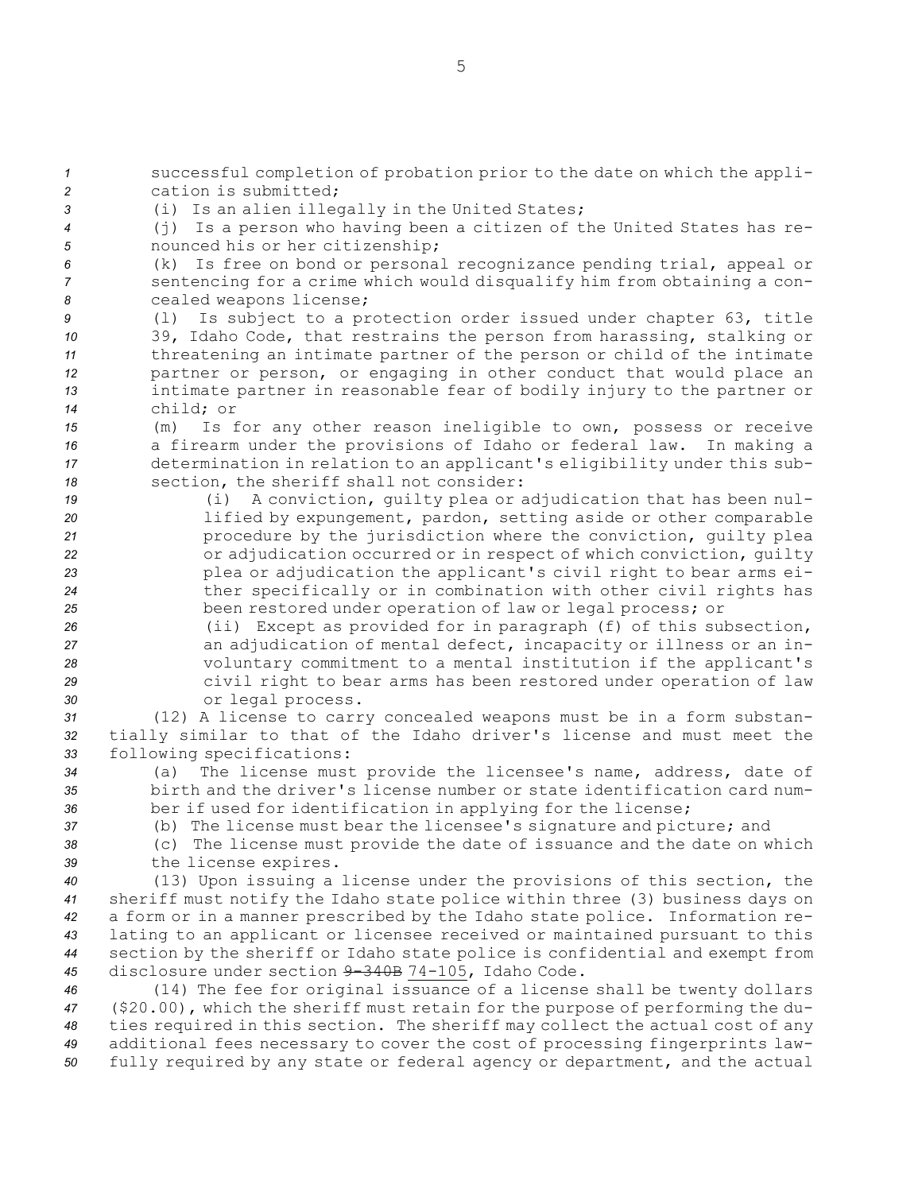successful completion of probation prior to the date on which the application is submitted;

(i) Is an alien illegally in the United States;

(j) Is a person who having been a citizen of the United States has renounced his or her citizenship;

(k) Is free on bond or personal recognizance pending trial, appeal or sentencing for a crime which would disqualify him from obtaining a concealed weapons license;

(l) Is subject to a protection order issued under chapter 63, title 39, Idaho Code, that restrains the person from harassing, stalking or threatening an intimate partner of the person or child of the intimate partner or person, or engaging in other conduct that would place an intimate partner in reasonable fear of bodily injury to the partner or child; or

(m) Is for any other reason ineligible to own, possess or receive a firearm under the provisions of Idaho or federal law. In making a determination in relation to an applicant's eligibility under this subsection, the sheriff shall not consider:

(i) A conviction, guilty plea or adjudication that has been nullified by expungement, pardon, setting aside or other comparable procedure by the jurisdiction where the conviction, guilty plea or adjudication occurred or in respect of which conviction, guilty plea or adjudication the applicant's civil right to bear arms either specifically or in combination with other civil rights has been restored under operation of law or legal process; or

(ii) Except as provided for in paragraph (f) of this subsection, an adjudication of mental defect, incapacity or illness or an involuntary commitment to a mental institution if the applicant's civil right to bear arms has been restored under operation of law or legal process.

(12) A license to carry concealed weapons must be in a form substantially similar to that of the Idaho driver's license and must meet the following specifications:

(a) The license must provide the licensee's name, address, date of birth and the driver's license number or state identification card number if used for identification in applying for the license;

(b) The license must bear the licensee's signature and picture; and

(c) The license must provide the date of issuance and the date on which the license expires.

(13) Upon issuing a license under the provisions of this section, the sheriff must notify the Idaho state police within three (3) business days on a form or in a manner prescribed by the Idaho state police. Information relating to an applicant or licensee received or maintained pursuant to this section by the sheriff or Idaho state police is confidential and exempt from disclosure under section ~~9-340B~~ 74-105, Idaho Code.

(14) The fee for original issuance of a license shall be twenty dollars ($20.00), which the sheriff must retain for the purpose of performing the duties required in this section. The sheriff may collect the actual cost of any additional fees necessary to cover the cost of processing fingerprints lawfully required by any state or federal agency or department, and the actual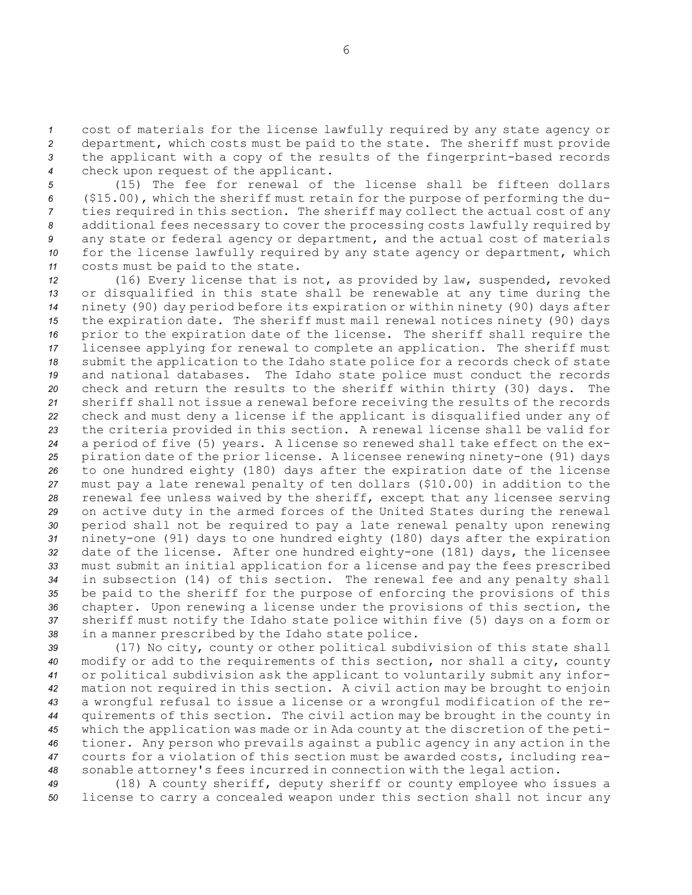cost of materials for the license lawfully required by any state agency or department, which costs must be paid to the state. The sheriff must provide the applicant with a copy of the results of the fingerprint-based records check upon request of the applicant.

(15) The fee for renewal of the license shall be fifteen dollars ($15.00), which the sheriff must retain for the purpose of performing the duties required in this section. The sheriff may collect the actual cost of any additional fees necessary to cover the processing costs lawfully required by any state or federal agency or department, and the actual cost of materials for the license lawfully required by any state agency or department, which costs must be paid to the state.

(16) Every license that is not, as provided by law, suspended, revoked or disqualified in this state shall be renewable at any time during the ninety (90) day period before its expiration or within ninety (90) days after the expiration date. The sheriff must mail renewal notices ninety (90) days prior to the expiration date of the license. The sheriff shall require the licensee applying for renewal to complete an application. The sheriff must submit the application to the Idaho state police for a records check of state and national databases. The Idaho state police must conduct the records check and return the results to the sheriff within thirty (30) days. The sheriff shall not issue a renewal before receiving the results of the records check and must deny a license if the applicant is disqualified under any of the criteria provided in this section. A renewal license shall be valid for a period of five (5) years. A license so renewed shall take effect on the expiration date of the prior license. A licensee renewing ninety-one (91) days to one hundred eighty (180) days after the expiration date of the license must pay a late renewal penalty of ten dollars ($10.00) in addition to the renewal fee unless waived by the sheriff, except that any licensee serving on active duty in the armed forces of the United States during the renewal period shall not be required to pay a late renewal penalty upon renewing ninety-one (91) days to one hundred eighty (180) days after the expiration date of the license. After one hundred eighty-one (181) days, the licensee must submit an initial application for a license and pay the fees prescribed in subsection (14) of this section. The renewal fee and any penalty shall be paid to the sheriff for the purpose of enforcing the provisions of this chapter. Upon renewing a license under the provisions of this section, the sheriff must notify the Idaho state police within five (5) days on a form or in a manner prescribed by the Idaho state police.

(17) No city, county or other political subdivision of this state shall modify or add to the requirements of this section, nor shall a city, county or political subdivision ask the applicant to voluntarily submit any information not required in this section. A civil action may be brought to enjoin a wrongful refusal to issue a license or a wrongful modification of the requirements of this section. The civil action may be brought in the county in which the application was made or in Ada county at the discretion of the petitioner. Any person who prevails against a public agency in any action in the courts for a violation of this section must be awarded costs, including reasonable attorney's fees incurred in connection with the legal action.

(18) A county sheriff, deputy sheriff or county employee who issues a license to carry a concealed weapon under this section shall not incur any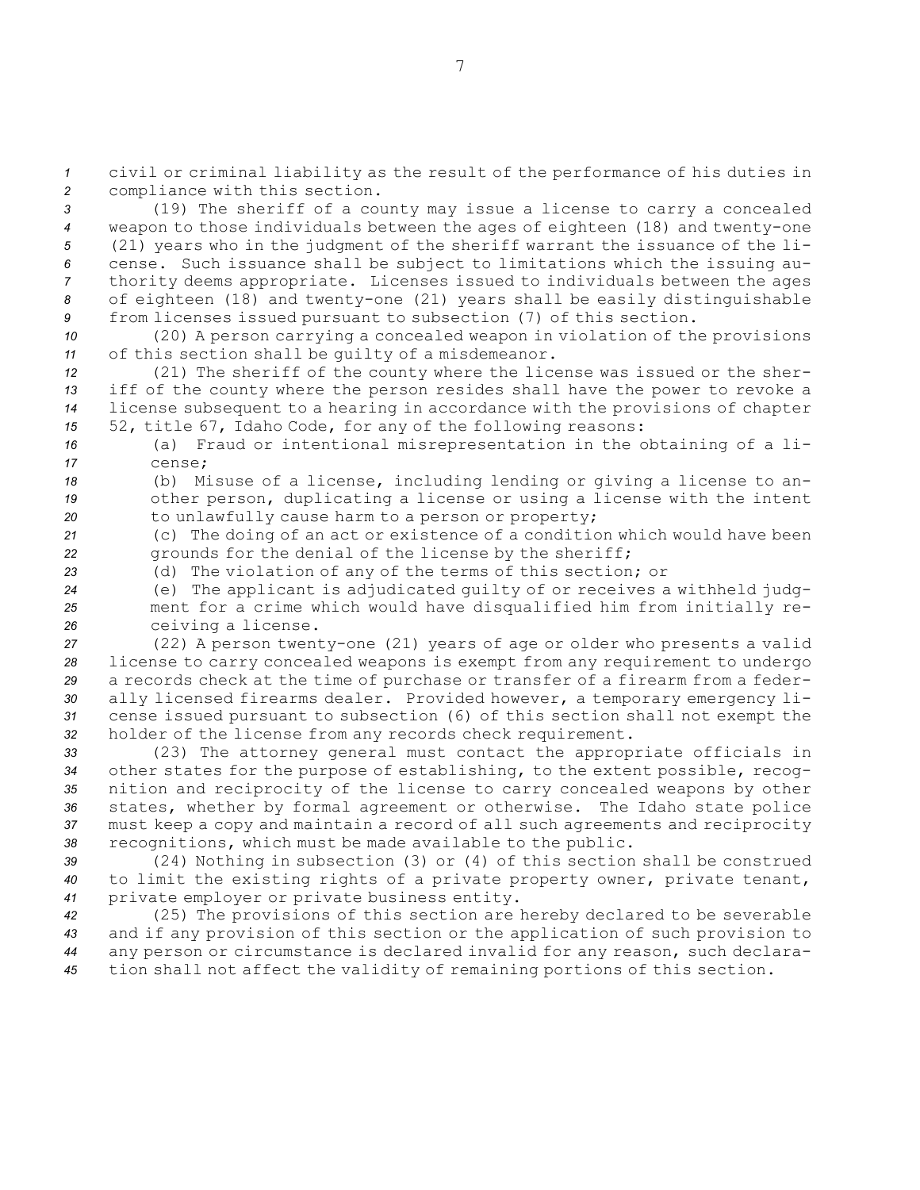civil or criminal liability as the result of the performance of his duties in compliance with this section.

(19) The sheriff of a county may issue a license to carry a concealed weapon to those individuals between the ages of eighteen (18) and twenty-one (21) years who in the judgment of the sheriff warrant the issuance of the license. Such issuance shall be subject to limitations which the issuing authority deems appropriate. Licenses issued to individuals between the ages of eighteen (18) and twenty-one (21) years shall be easily distinguishable from licenses issued pursuant to subsection (7) of this section.

(20) A person carrying a concealed weapon in violation of the provisions of this section shall be guilty of a misdemeanor.

(21) The sheriff of the county where the license was issued or the sheriff of the county where the person resides shall have the power to revoke a license subsequent to a hearing in accordance with the provisions of chapter 52, title 67, Idaho Code, for any of the following reasons:

(a) Fraud or intentional misrepresentation in the obtaining of a license;

(b) Misuse of a license, including lending or giving a license to another person, duplicating a license or using a license with the intent to unlawfully cause harm to a person or property;

(c) The doing of an act or existence of a condition which would have been grounds for the denial of the license by the sheriff;

(d) The violation of any of the terms of this section; or

(e) The applicant is adjudicated guilty of or receives a withheld judgment for a crime which would have disqualified him from initially receiving a license.

(22) A person twenty-one (21) years of age or older who presents a valid license to carry concealed weapons is exempt from any requirement to undergo a records check at the time of purchase or transfer of a firearm from a federally licensed firearms dealer. Provided however, a temporary emergency license issued pursuant to subsection (6) of this section shall not exempt the holder of the license from any records check requirement.

(23) The attorney general must contact the appropriate officials in other states for the purpose of establishing, to the extent possible, recognition and reciprocity of the license to carry concealed weapons by other states, whether by formal agreement or otherwise. The Idaho state police must keep a copy and maintain a record of all such agreements and reciprocity recognitions, which must be made available to the public.

(24) Nothing in subsection (3) or (4) of this section shall be construed to limit the existing rights of a private property owner, private tenant, private employer or private business entity.

(25) The provisions of this section are hereby declared to be severable and if any provision of this section or the application of such provision to any person or circumstance is declared invalid for any reason, such declaration shall not affect the validity of remaining portions of this section.